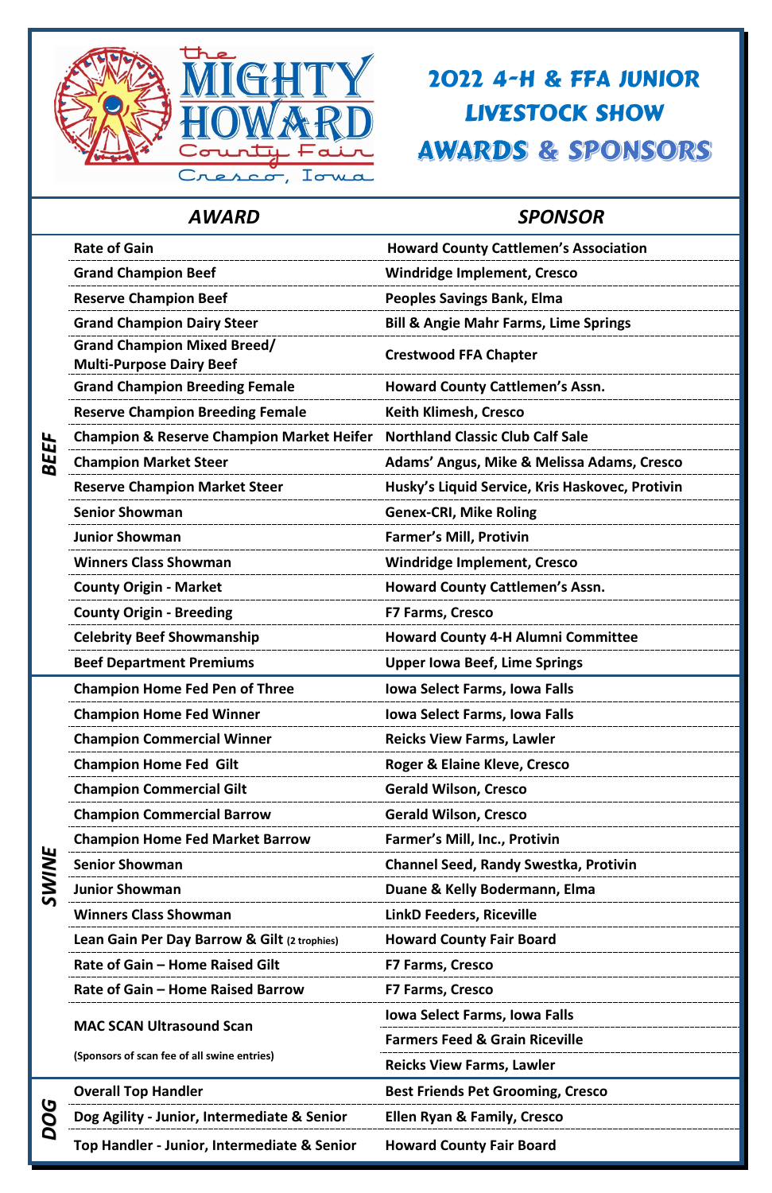the MIGHTY HOWARD County Fair

Cresco, Iowa

# 2022 4-H & FFA JUNIOR LIVESTOCK SHOW AWARDS & SPONSORS

| | AWARD | SPONSOR |
|---|---|---|
| BEEF | Rate of Gain | Howard County Cattlemen's Association |
| | Grand Champion Beef | Windridge Implement, Cresco |
| | Reserve Champion Beef | Peoples Savings Bank, Elma |
| | Grand Champion Dairy Steer | Bill & Angie Mahr Farms, Lime Springs |
| | Grand Champion Mixed Breed/ Multi-Purpose Dairy Beef | Crestwood FFA Chapter |
| | Grand Champion Breeding Female | Howard County Cattlemen's Assn. |
| | Reserve Champion Breeding Female | Keith Klimesh, Cresco |
| | Champion & Reserve Champion Market Heifer | Northland Classic Club Calf Sale |
| | Champion Market Steer | Adams' Angus, Mike & Melissa Adams, Cresco |
| | Reserve Champion Market Steer | Husky's Liquid Service, Kris Haskovec, Protivin |
| | Senior Showman | Genex-CRI, Mike Roling |
| | Junior Showman | Farmer's Mill, Protivin |
| | Winners Class Showman | Windridge Implement, Cresco |
| | County Origin - Market | Howard County Cattlemen's Assn. |
| | County Origin - Breeding | F7 Farms, Cresco |
| | Celebrity Beef Showmanship | Howard County 4-H Alumni Committee |
| | Beef Department Premiums | Upper Iowa Beef, Lime Springs |
| SWINE | Champion Home Fed Pen of Three | Iowa Select Farms, Iowa Falls |
| | Champion Home Fed Winner | Iowa Select Farms, Iowa Falls |
| | Champion Commercial Winner | Reicks View Farms, Lawler |
| | Champion Home Fed Gilt | Roger & Elaine Kleve, Cresco |
| | Champion Commercial Gilt | Gerald Wilson, Cresco |
| | Champion Commercial Barrow | Gerald Wilson, Cresco |
| | Champion Home Fed Market Barrow | Farmer's Mill, Inc., Protivin |
| | Senior Showman | Channel Seed, Randy Swestka, Protivin |
| | Junior Showman | Duane & Kelly Bodermann, Elma |
| | Winners Class Showman | LinkD Feeders, Riceville |
| | Lean Gain Per Day Barrow & Gilt (2 trophies) | Howard County Fair Board |
| | Rate of Gain – Home Raised Gilt | F7 Farms, Cresco |
| | Rate of Gain – Home Raised Barrow | F7 Farms, Cresco |
| | MAC SCAN Ultrasound Scan (Sponsors of scan fee of all swine entries) | Iowa Select Farms, Iowa Falls |
| | | Farmers Feed & Grain Riceville |
| | | Reicks View Farms, Lawler |
| DOG | Overall Top Handler | Best Friends Pet Grooming, Cresco |
| | Dog Agility - Junior, Intermediate & Senior | Ellen Ryan & Family, Cresco |
| | Top Handler - Junior, Intermediate & Senior | Howard County Fair Board |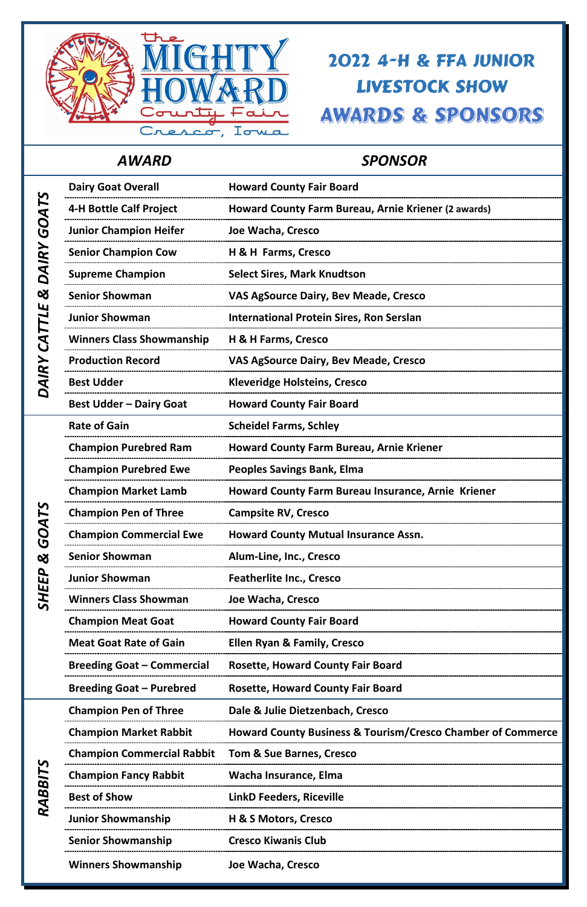The Mighty Howard County Fair
Cresco, Iowa

# 2022 4-H & FFA JUNIOR LIVESTOCK SHOW AWARDS & SPONSORS

| | AWARD | SPONSOR |
|---|---|---|
| DAIRY CATTLE & DAIRY GOATS | Dairy Goat Overall | Howard County Fair Board |
| | 4-H Bottle Calf Project | Howard County Farm Bureau, Arnie Kriener (2 awards) |
| | Junior Champion Heifer | Joe Wacha, Cresco |
| | Senior Champion Cow | H & H Farms, Cresco |
| | Supreme Champion | Select Sires, Mark Knudtson |
| | Senior Showman | VAS AgSource Dairy, Bev Meade, Cresco |
| | Junior Showman | International Protein Sires, Ron Serslan |
| | Winners Class Showmanship | H & H Farms, Cresco |
| | Production Record | VAS AgSource Dairy, Bev Meade, Cresco |
| | Best Udder | Kleveridge Holsteins, Cresco |
| | Best Udder – Dairy Goat | Howard County Fair Board |
| SHEEP & GOATS | Rate of Gain | Scheidel Farms, Schley |
| | Champion Purebred Ram | Howard County Farm Bureau, Arnie Kriener |
| | Champion Purebred Ewe | Peoples Savings Bank, Elma |
| | Champion Market Lamb | Howard County Farm Bureau Insurance, Arnie Kriener |
| | Champion Pen of Three | Campsite RV, Cresco |
| | Champion Commercial Ewe | Howard County Mutual Insurance Assn. |
| | Senior Showman | Alum-Line, Inc., Cresco |
| | Junior Showman | Featherlite Inc., Cresco |
| | Winners Class Showman | Joe Wacha, Cresco |
| | Champion Meat Goat | Howard County Fair Board |
| | Meat Goat Rate of Gain | Ellen Ryan & Family, Cresco |
| | Breeding Goat – Commercial | Rosette, Howard County Fair Board |
| | Breeding Goat – Purebred | Rosette, Howard County Fair Board |
| RABBITS | Champion Pen of Three | Dale & Julie Dietzenbach, Cresco |
| | Champion Market Rabbit | Howard County Business & Tourism/Cresco Chamber of Commerce |
| | Champion Commercial Rabbit | Tom & Sue Barnes, Cresco |
| | Champion Fancy Rabbit | Wacha Insurance, Elma |
| | Best of Show | LinkD Feeders, Riceville |
| | Junior Showmanship | H & S Motors, Cresco |
| | Senior Showmanship | Cresco Kiwanis Club |
| | Winners Showmanship | Joe Wacha, Cresco |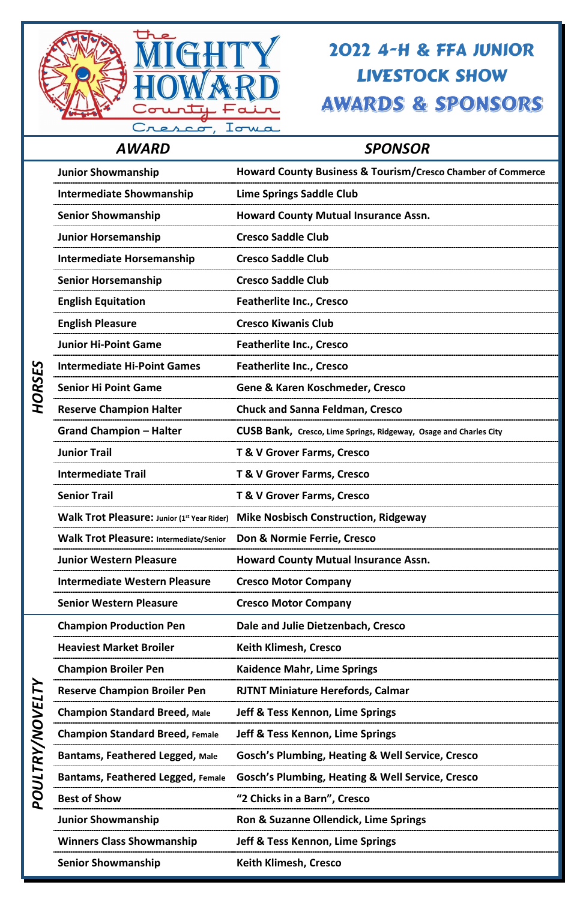# 2022 4-H & FFA JUNIOR LIVESTOCK SHOW AWARDS & SPONSORS

the MIGHTY HOWARD County Fair
Cresco, Iowa

| | AWARD | SPONSOR |
|---|---|---|
| HORSES | Junior Showmanship | Howard County Business & Tourism/Cresco Chamber of Commerce |
| | Intermediate Showmanship | Lime Springs Saddle Club |
| | Senior Showmanship | Howard County Mutual Insurance Assn. |
| | Junior Horsemanship | Cresco Saddle Club |
| | Intermediate Horsemanship | Cresco Saddle Club |
| | Senior Horsemanship | Cresco Saddle Club |
| | English Equitation | Featherlite Inc., Cresco |
| | English Pleasure | Cresco Kiwanis Club |
| | Junior Hi-Point Game | Featherlite Inc., Cresco |
| | Intermediate Hi-Point Games | Featherlite Inc., Cresco |
| | Senior Hi Point Game | Gene & Karen Koschmeder, Cresco |
| | Reserve Champion Halter | Chuck and Sanna Feldman, Cresco |
| | Grand Champion – Halter | CUSB Bank, Cresco, Lime Springs, Ridgeway, Osage and Charles City |
| | Junior Trail | T & V Grover Farms, Cresco |
| | Intermediate Trail | T & V Grover Farms, Cresco |
| | Senior Trail | T & V Grover Farms, Cresco |
| | Walk Trot Pleasure: Junior (1st Year Rider) | Mike Nosbisch Construction, Ridgeway |
| | Walk Trot Pleasure: Intermediate/Senior | Don & Normie Ferrie, Cresco |
| | Junior Western Pleasure | Howard County Mutual Insurance Assn. |
| | Intermediate Western Pleasure | Cresco Motor Company |
| | Senior Western Pleasure | Cresco Motor Company |
| POULTRY/NOVELTY | Champion Production Pen | Dale and Julie Dietzenbach, Cresco |
| | Heaviest Market Broiler | Keith Klimesh, Cresco |
| | Champion Broiler Pen | Kaidence Mahr, Lime Springs |
| | Reserve Champion Broiler Pen | RJTNT Miniature Herefords, Calmar |
| | Champion Standard Breed, Male | Jeff & Tess Kennon, Lime Springs |
| | Champion Standard Breed, Female | Jeff & Tess Kennon, Lime Springs |
| | Bantams, Feathered Legged, Male | Gosch's Plumbing, Heating & Well Service, Cresco |
| | Bantams, Feathered Legged, Female | Gosch's Plumbing, Heating & Well Service, Cresco |
| | Best of Show | "2 Chicks in a Barn", Cresco |
| | Junior Showmanship | Ron & Suzanne Ollendick, Lime Springs |
| | Winners Class Showmanship | Jeff & Tess Kennon, Lime Springs |
| | Senior Showmanship | Keith Klimesh, Cresco |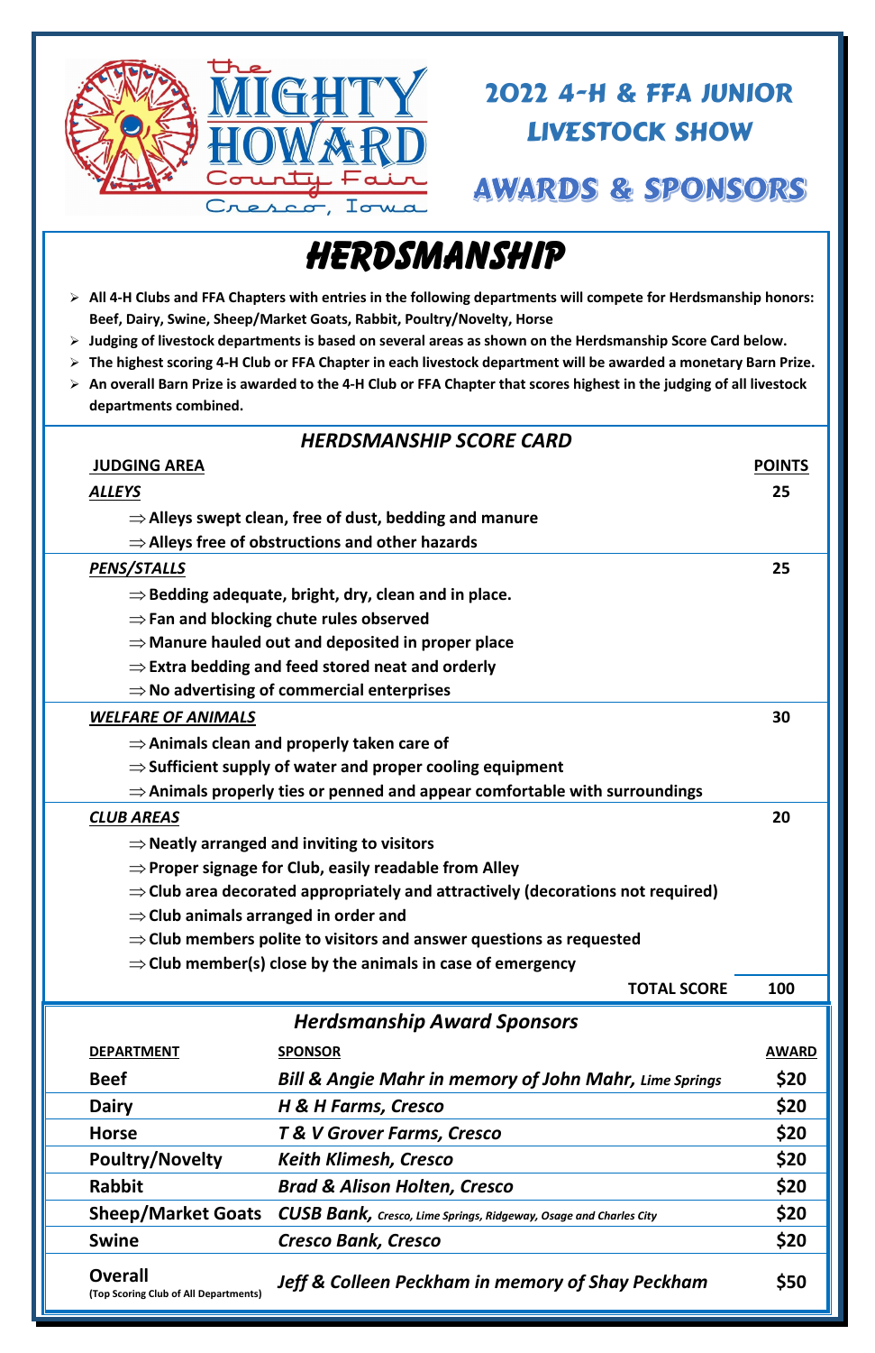the MIGHTY HOWARD County Fair
Cresco, Iowa

## 2022 4-H & FFA JUNIOR LIVESTOCK SHOW

## AWARDS & SPONSORS

# HERDSMANSHIP

- **All 4-H Clubs and FFA Chapters with entries in the following departments will compete for Herdsmanship honors: Beef, Dairy, Swine, Sheep/Market Goats, Rabbit, Poultry/Novelty, Horse**
- **Judging of livestock departments is based on several areas as shown on the Herdsmanship Score Card below.**
- **The highest scoring 4-H Club or FFA Chapter in each livestock department will be awarded a monetary Barn Prize.**
- **An overall Barn Prize is awarded to the 4-H Club or FFA Chapter that scores highest in the judging of all livestock departments combined.**

### *HERDSMANSHIP SCORE CARD*

| JUDGING AREA | POINTS |
|---|---|
| ***ALLEYS*** | **25** |
| ⇒ **Alleys swept clean, free of dust, bedding and manure** | |
| ⇒ **Alleys free of obstructions and other hazards** | |
| ***PENS/STALLS*** | **25** |
| ⇒ **Bedding adequate, bright, dry, clean and in place.** | |
| ⇒ **Fan and blocking chute rules observed** | |
| ⇒ **Manure hauled out and deposited in proper place** | |
| ⇒ **Extra bedding and feed stored neat and orderly** | |
| ⇒ **No advertising of commercial enterprises** | |
| ***WELFARE OF ANIMALS*** | **30** |
| ⇒ **Animals clean and properly taken care of** | |
| ⇒ **Sufficient supply of water and proper cooling equipment** | |
| ⇒ **Animals properly ties or penned and appear comfortable with surroundings** | |
| ***CLUB AREAS*** | **20** |
| ⇒ **Neatly arranged and inviting to visitors** | |
| ⇒ **Proper signage for Club, easily readable from Alley** | |
| ⇒ **Club area decorated appropriately and attractively (decorations not required)** | |
| ⇒ **Club animals arranged in order and** | |
| ⇒ **Club members polite to visitors and answer questions as requested** | |
| ⇒ **Club member(s) close by the animals in case of emergency** | |
| **TOTAL SCORE** | **100** |

### *Herdsmanship Award Sponsors*

| DEPARTMENT | SPONSOR | AWARD |
|---|---|---|
| **Beef** | ***Bill & Angie Mahr in memory of John Mahr,*** *Lime Springs* | **$20** |
| **Dairy** | ***H & H Farms, Cresco*** | **$20** |
| **Horse** | ***T & V Grover Farms, Cresco*** | **$20** |
| **Poultry/Novelty** | ***Keith Klimesh, Cresco*** | **$20** |
| **Rabbit** | ***Brad & Alison Holten, Cresco*** | **$20** |
| **Sheep/Market Goats** | ***CUSB Bank,*** *Cresco, Lime Springs, Ridgeway, Osage and Charles City* | **$20** |
| **Swine** | ***Cresco Bank, Cresco*** | **$20** |
| **Overall** (Top Scoring Club of All Departments) | ***Jeff & Colleen Peckham in memory of Shay Peckham*** | **$50** |